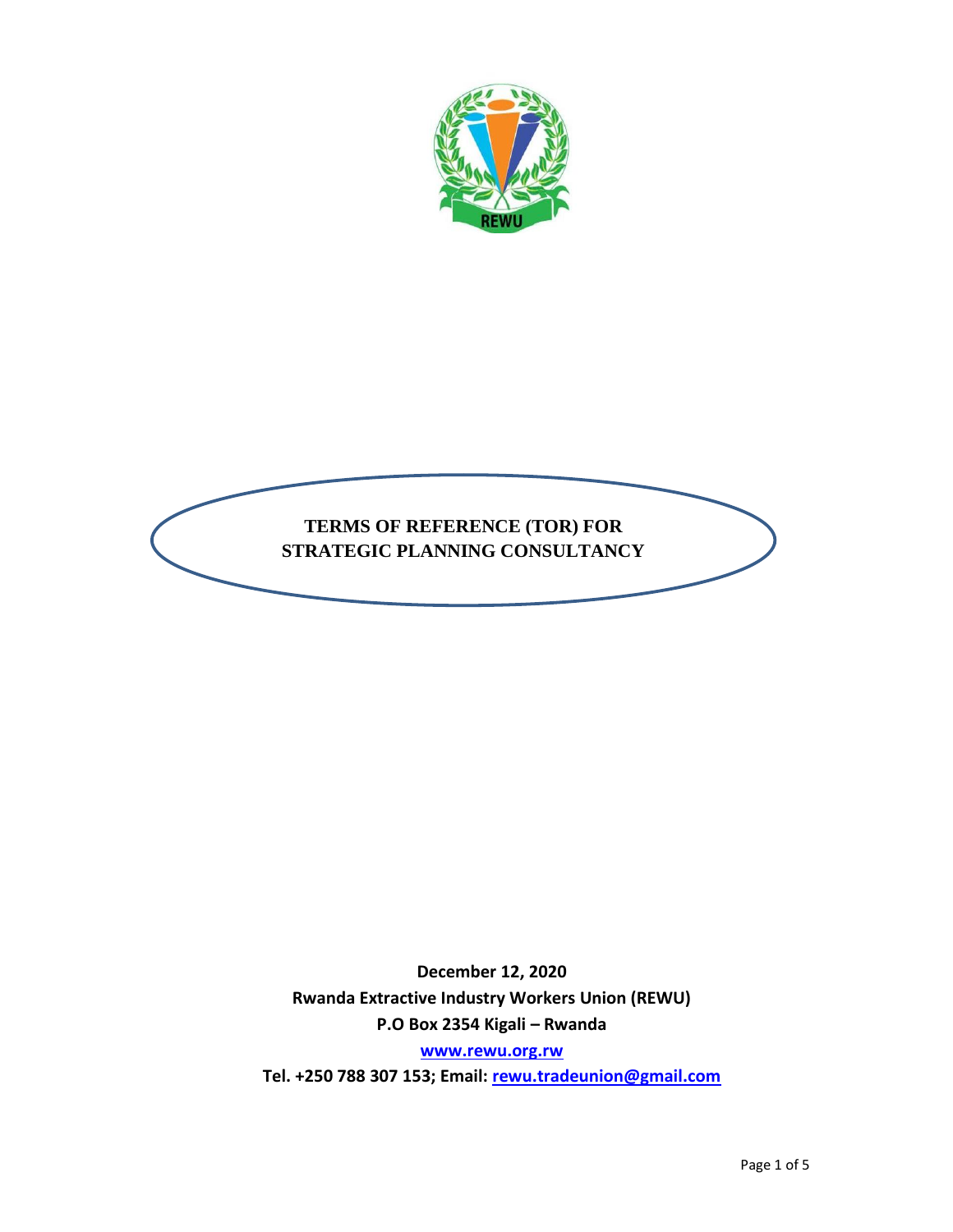# TERMS OF REFERENCE (TOR) FOR STRATEGIC PLANNING CONSULTANCY

**December 12, 2020**

**Rwanda Extractive Industry Workers Union (REWU)**

**P.O Box 2354 Kigali – Rwanda**

**www.rewu.org.rw**

**Tel. +250 788 307 153; Email: rewu.tradeunion@gmail.com**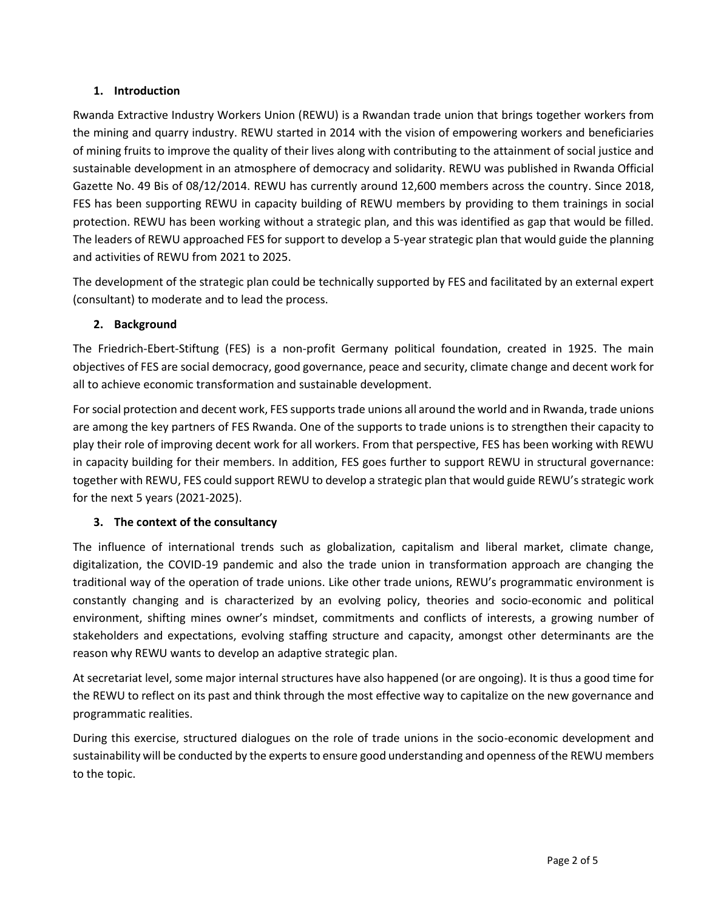## 1. Introduction

Rwanda Extractive Industry Workers Union (REWU) is a Rwandan trade union that brings together workers from the mining and quarry industry. REWU started in 2014 with the vision of empowering workers and beneficiaries of mining fruits to improve the quality of their lives along with contributing to the attainment of social justice and sustainable development in an atmosphere of democracy and solidarity. REWU was published in Rwanda Official Gazette No. 49 Bis of 08/12/2014. REWU has currently around 12,600 members across the country. Since 2018, FES has been supporting REWU in capacity building of REWU members by providing to them trainings in social protection. REWU has been working without a strategic plan, and this was identified as gap that would be filled. The leaders of REWU approached FES for support to develop a 5-year strategic plan that would guide the planning and activities of REWU from 2021 to 2025.

The development of the strategic plan could be technically supported by FES and facilitated by an external expert (consultant) to moderate and to lead the process.

## 2. Background

The Friedrich-Ebert-Stiftung (FES) is a non-profit Germany political foundation, created in 1925. The main objectives of FES are social democracy, good governance, peace and security, climate change and decent work for all to achieve economic transformation and sustainable development.

For social protection and decent work, FES supports trade unions all around the world and in Rwanda, trade unions are among the key partners of FES Rwanda. One of the supports to trade unions is to strengthen their capacity to play their role of improving decent work for all workers. From that perspective, FES has been working with REWU in capacity building for their members. In addition, FES goes further to support REWU in structural governance: together with REWU, FES could support REWU to develop a strategic plan that would guide REWU's strategic work for the next 5 years (2021-2025).

## 3. The context of the consultancy

The influence of international trends such as globalization, capitalism and liberal market, climate change, digitalization, the COVID-19 pandemic and also the trade union in transformation approach are changing the traditional way of the operation of trade unions. Like other trade unions, REWU's programmatic environment is constantly changing and is characterized by an evolving policy, theories and socio-economic and political environment, shifting mines owner's mindset, commitments and conflicts of interests, a growing number of stakeholders and expectations, evolving staffing structure and capacity, amongst other determinants are the reason why REWU wants to develop an adaptive strategic plan.

At secretariat level, some major internal structures have also happened (or are ongoing). It is thus a good time for the REWU to reflect on its past and think through the most effective way to capitalize on the new governance and programmatic realities.

During this exercise, structured dialogues on the role of trade unions in the socio-economic development and sustainability will be conducted by the experts to ensure good understanding and openness of the REWU members to the topic.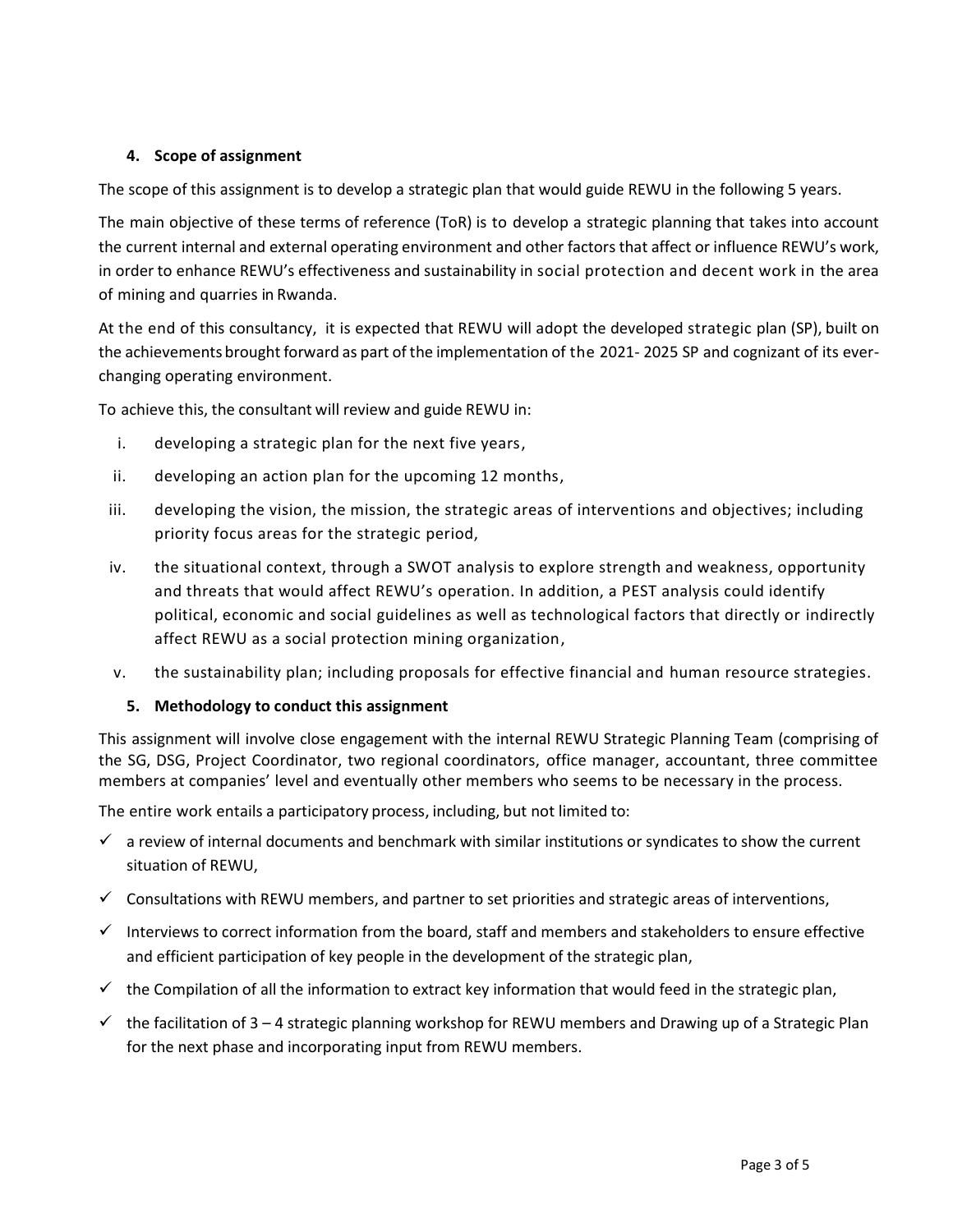## 4. Scope of assignment

The scope of this assignment is to develop a strategic plan that would guide REWU in the following 5 years.

The main objective of these terms of reference (ToR) is to develop a strategic planning that takes into account the current internal and external operating environment and other factors that affect or influence REWU's work, in order to enhance REWU's effectiveness and sustainability in social protection and decent work in the area of mining and quarries in Rwanda.

At the end of this consultancy, it is expected that REWU will adopt the developed strategic plan (SP), built on the achievements brought forward as part of the implementation of the 2021- 2025 SP and cognizant of its ever-changing operating environment.

To achieve this, the consultant will review and guide REWU in:

i. developing a strategic plan for the next five years,

ii. developing an action plan for the upcoming 12 months,

iii. developing the vision, the mission, the strategic areas of interventions and objectives; including priority focus areas for the strategic period,

iv. the situational context, through a SWOT analysis to explore strength and weakness, opportunity and threats that would affect REWU's operation. In addition, a PEST analysis could identify political, economic and social guidelines as well as technological factors that directly or indirectly affect REWU as a social protection mining organization,

v. the sustainability plan; including proposals for effective financial and human resource strategies.

## 5. Methodology to conduct this assignment

This assignment will involve close engagement with the internal REWU Strategic Planning Team (comprising of the SG, DSG, Project Coordinator, two regional coordinators, office manager, accountant, three committee members at companies' level and eventually other members who seems to be necessary in the process.

The entire work entails a participatory process, including, but not limited to:

- ✓ a review of internal documents and benchmark with similar institutions or syndicates to show the current situation of REWU,
- ✓ Consultations with REWU members, and partner to set priorities and strategic areas of interventions,
- ✓ Interviews to correct information from the board, staff and members and stakeholders to ensure effective and efficient participation of key people in the development of the strategic plan,
- ✓ the Compilation of all the information to extract key information that would feed in the strategic plan,
- ✓ the facilitation of 3 – 4 strategic planning workshop for REWU members and Drawing up of a Strategic Plan for the next phase and incorporating input from REWU members.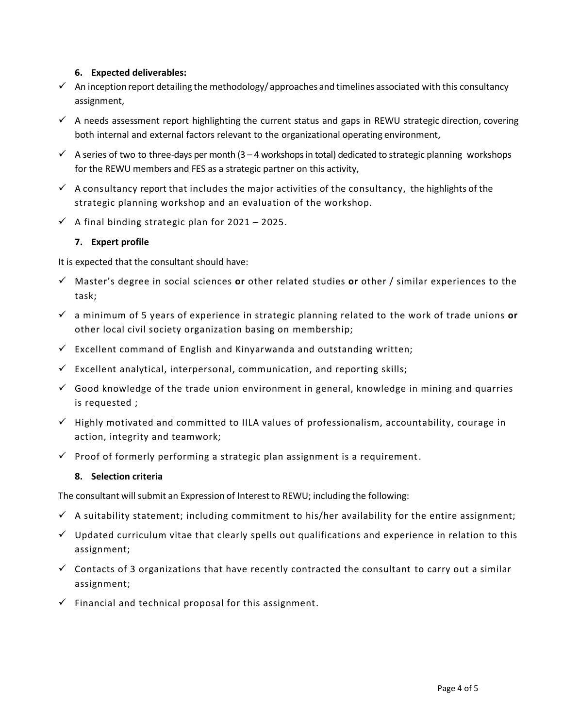### 6. Expected deliverables:

- ✓ An inception report detailing the methodology/ approaches and timelines associated with this consultancy assignment,
- ✓ A needs assessment report highlighting the current status and gaps in REWU strategic direction, covering both internal and external factors relevant to the organizational operating environment,
- ✓ A series of two to three-days per month (3 – 4 workshops in total) dedicated to strategic planning workshops for the REWU members and FES as a strategic partner on this activity,
- ✓ A consultancy report that includes the major activities of the consultancy, the highlights of the strategic planning workshop and an evaluation of the workshop.
- ✓ A final binding strategic plan for 2021 – 2025.

### 7. Expert profile

It is expected that the consultant should have:

- ✓ Master's degree in social sciences **or** other related studies **or** other / similar experiences to the task;
- ✓ a minimum of 5 years of experience in strategic planning related to the work of trade unions **or** other local civil society organization basing on membership;
- ✓ Excellent command of English and Kinyarwanda and outstanding written;
- ✓ Excellent analytical, interpersonal, communication, and reporting skills;
- ✓ Good knowledge of the trade union environment in general, knowledge in mining and quarries is requested ;
- ✓ Highly motivated and committed to IILA values of professionalism, accountability, courage in action, integrity and teamwork;
- ✓ Proof of formerly performing a strategic plan assignment is a requirement.

### 8. Selection criteria

The consultant will submit an Expression of Interest to REWU; including the following:

- ✓ A suitability statement; including commitment to his/her availability for the entire assignment;
- ✓ Updated curriculum vitae that clearly spells out qualifications and experience in relation to this assignment;
- ✓ Contacts of 3 organizations that have recently contracted the consultant to carry out a similar assignment;
- ✓ Financial and technical proposal for this assignment.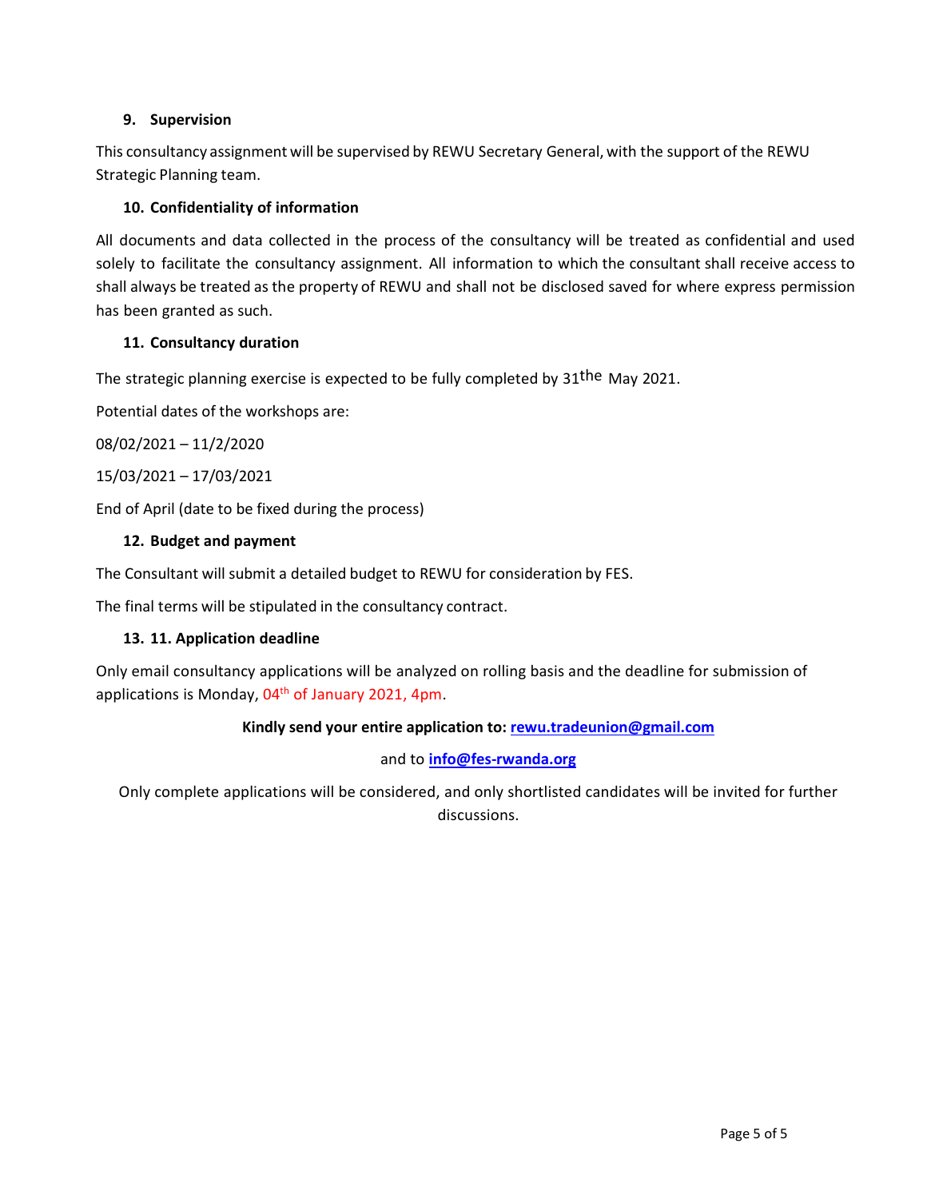## 9. Supervision

This consultancy assignment will be supervised by REWU Secretary General, with the support of the REWU Strategic Planning team.

## 10. Confidentiality of information

All documents and data collected in the process of the consultancy will be treated as confidential and used solely to facilitate the consultancy assignment. All information to which the consultant shall receive access to shall always be treated as the property of REWU and shall not be disclosed saved for where express permission has been granted as such.

## 11. Consultancy duration

The strategic planning exercise is expected to be fully completed by 31the May 2021.

Potential dates of the workshops are:

08/02/2021 – 11/2/2020

15/03/2021 – 17/03/2021

End of April (date to be fixed during the process)

## 12. Budget and payment

The Consultant will submit a detailed budget to REWU for consideration by FES.

The final terms will be stipulated in the consultancy contract.

## 13. 11. Application deadline

Only email consultancy applications will be analyzed on rolling basis and the deadline for submission of applications is Monday, 04th of January 2021, 4pm.

**Kindly send your entire application to: rewu.tradeunion@gmail.com**

and to **info@fes-rwanda.org**

Only complete applications will be considered, and only shortlisted candidates will be invited for further discussions.